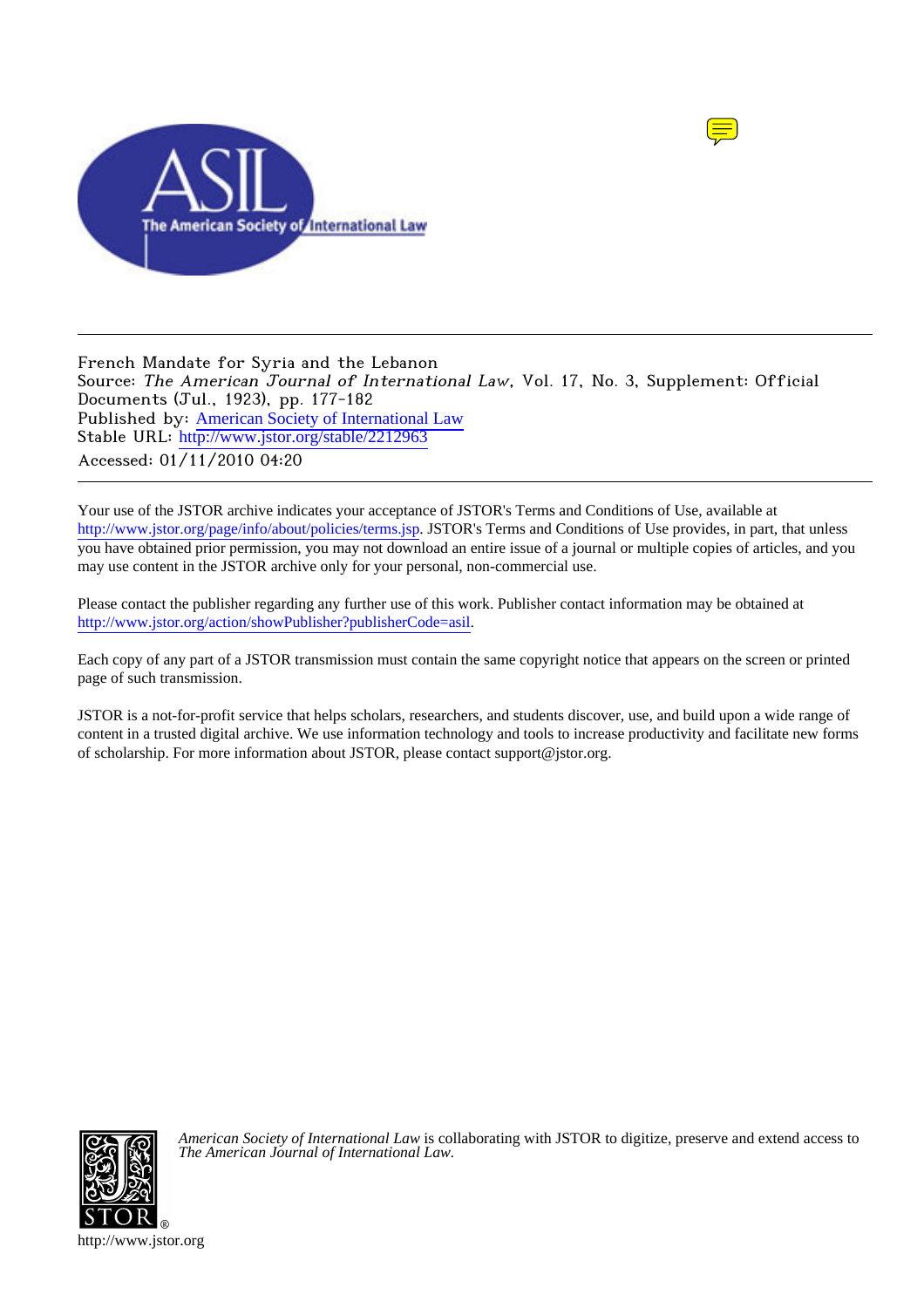French Mandate for Syria and the Lebanon

Source: *The American Journal of International Law*, Vol. 17, No. 3, Supplement: Official Documents (Jul., 1923), pp. 177-182

Published by: American Society of International Law

Stable URL: http://www.jstor.org/stable/2212963

Accessed: 01/11/2010 04:20

Your use of the JSTOR archive indicates your acceptance of JSTOR's Terms and Conditions of Use, available at http://www.jstor.org/page/info/about/policies/terms.jsp. JSTOR's Terms and Conditions of Use provides, in part, that unless you have obtained prior permission, you may not download an entire issue of a journal or multiple copies of articles, and you may use content in the JSTOR archive only for your personal, non-commercial use.

Please contact the publisher regarding any further use of this work. Publisher contact information may be obtained at http://www.jstor.org/action/showPublisher?publisherCode=asil.

Each copy of any part of a JSTOR transmission must contain the same copyright notice that appears on the screen or printed page of such transmission.

JSTOR is a not-for-profit service that helps scholars, researchers, and students discover, use, and build upon a wide range of content in a trusted digital archive. We use information technology and tools to increase productivity and facilitate new forms of scholarship. For more information about JSTOR, please contact support@jstor.org.

*American Society of International Law* is collaborating with JSTOR to digitize, preserve and extend access to *The American Journal of International Law.*

http://www.jstor.org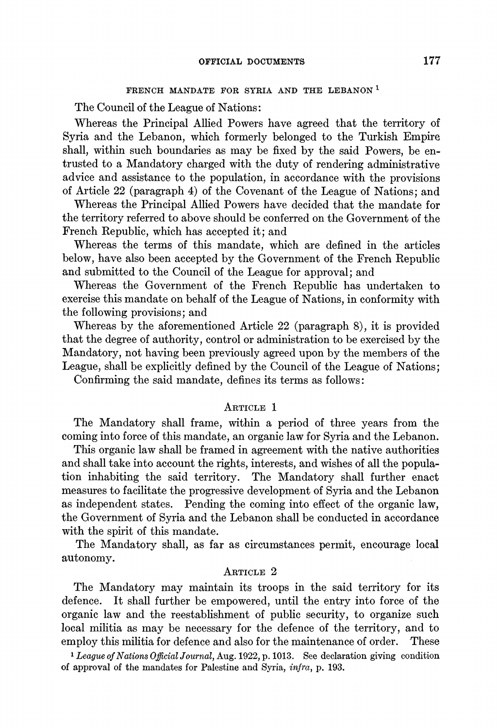## FRENCH MANDATE FOR SYRIA AND THE LEBANON[1]

The Council of the League of Nations:

Whereas the Principal Allied Powers have agreed that the territory of Syria and the Lebanon, which formerly belonged to the Turkish Empire shall, within such boundaries as may be fixed by the said Powers, be entrusted to a Mandatory charged with the duty of rendering administrative advice and assistance to the population, in accordance with the provisions of Article 22 (paragraph 4) of the Covenant of the League of Nations; and

Whereas the Principal Allied Powers have decided that the mandate for the territory referred to above should be conferred on the Government of the French Republic, which has accepted it; and

Whereas the terms of this mandate, which are defined in the articles below, have also been accepted by the Government of the French Republic and submitted to the Council of the League for approval; and

Whereas the Government of the French Republic has undertaken to exercise this mandate on behalf of the League of Nations, in conformity with the following provisions; and

Whereas by the aforementioned Article 22 (paragraph 8), it is provided that the degree of authority, control or administration to be exercised by the Mandatory, not having been previously agreed upon by the members of the League, shall be explicitly defined by the Council of the League of Nations;

Confirming the said mandate, defines its terms as follows:

### ARTICLE 1

The Mandatory shall frame, within a period of three years from the coming into force of this mandate, an organic law for Syria and the Lebanon.

This organic law shall be framed in agreement with the native authorities and shall take into account the rights, interests, and wishes of all the population inhabiting the said territory. The Mandatory shall further enact measures to facilitate the progressive development of Syria and the Lebanon as independent states. Pending the coming into effect of the organic law, the Government of Syria and the Lebanon shall be conducted in accordance with the spirit of this mandate.

The Mandatory shall, as far as circumstances permit, encourage local autonomy.

### ARTICLE 2

The Mandatory may maintain its troops in the said territory for its defence. It shall further be empowered, until the entry into force of the organic law and the reestablishment of public security, to organize such local militia as may be necessary for the defence of the territory, and to employ this militia for defence and also for the maintenance of order. These

[1] *League of Nations Official Journal*, Aug. 1922, p. 1013. See declaration giving condition of approval of the mandates for Palestine and Syria, *infra*, p. 193.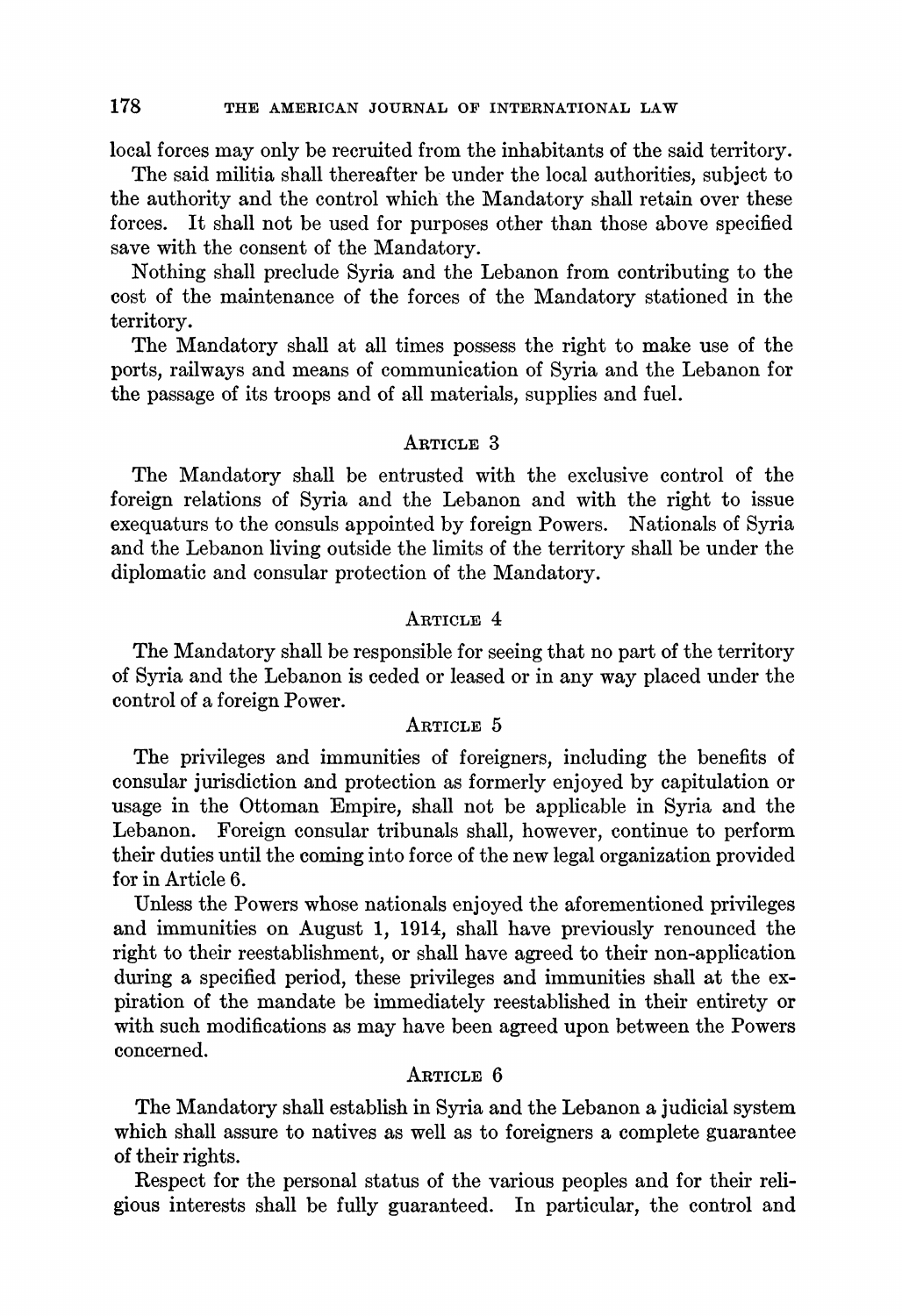local forces may only be recruited from the inhabitants of the said territory.

The said militia shall thereafter be under the local authorities, subject to the authority and the control which the Mandatory shall retain over these forces. It shall not be used for purposes other than those above specified save with the consent of the Mandatory.

Nothing shall preclude Syria and the Lebanon from contributing to the cost of the maintenance of the forces of the Mandatory stationed in the territory.

The Mandatory shall at all times possess the right to make use of the ports, railways and means of communication of Syria and the Lebanon for the passage of its troops and of all materials, supplies and fuel.

### Article 3

The Mandatory shall be entrusted with the exclusive control of the foreign relations of Syria and the Lebanon and with the right to issue exequaturs to the consuls appointed by foreign Powers. Nationals of Syria and the Lebanon living outside the limits of the territory shall be under the diplomatic and consular protection of the Mandatory.

### Article 4

The Mandatory shall be responsible for seeing that no part of the territory of Syria and the Lebanon is ceded or leased or in any way placed under the control of a foreign Power.

### Article 5

The privileges and immunities of foreigners, including the benefits of consular jurisdiction and protection as formerly enjoyed by capitulation or usage in the Ottoman Empire, shall not be applicable in Syria and the Lebanon. Foreign consular tribunals shall, however, continue to perform their duties until the coming into force of the new legal organization provided for in Article 6.

Unless the Powers whose nationals enjoyed the aforementioned privileges and immunities on August 1, 1914, shall have previously renounced the right to their reestablishment, or shall have agreed to their non-application during a specified period, these privileges and immunities shall at the expiration of the mandate be immediately reestablished in their entirety or with such modifications as may have been agreed upon between the Powers concerned.

### Article 6

The Mandatory shall establish in Syria and the Lebanon a judicial system which shall assure to natives as well as to foreigners a complete guarantee of their rights.

Respect for the personal status of the various peoples and for their religious interests shall be fully guaranteed. In particular, the control and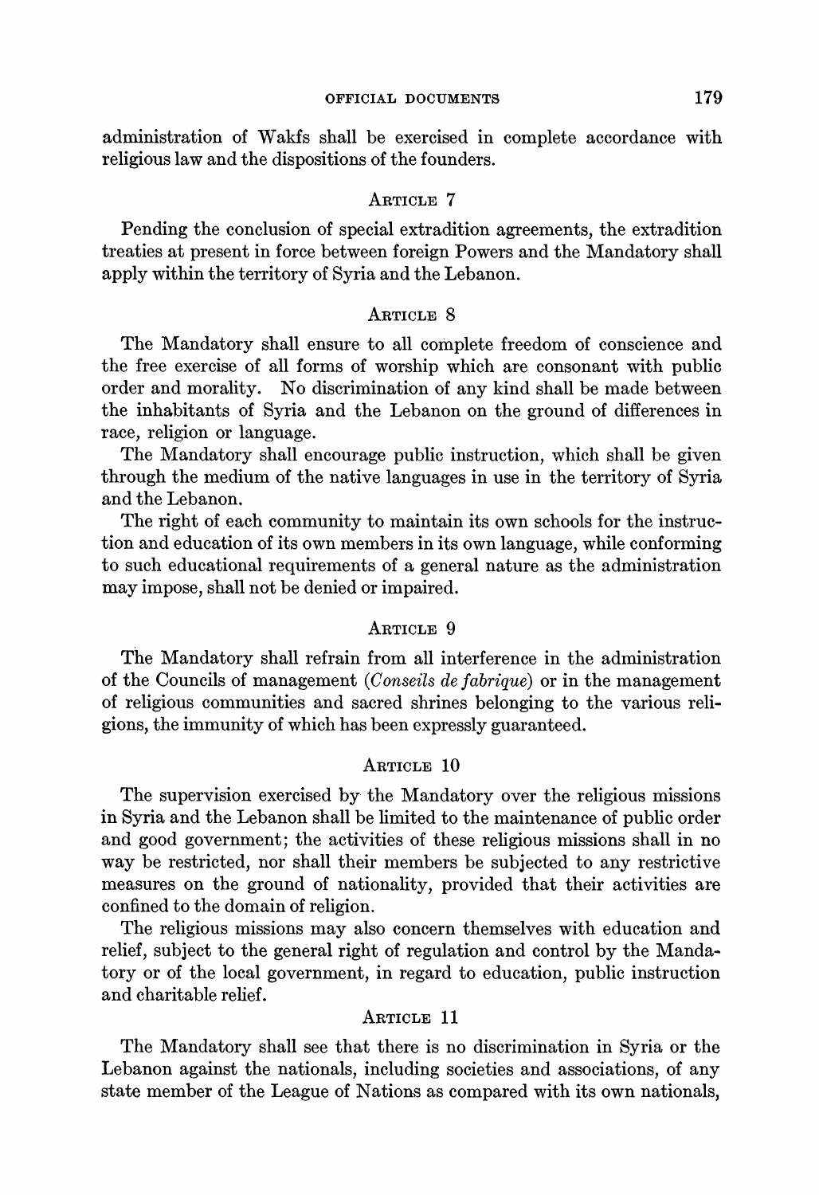administration of Wakfs shall be exercised in complete accordance with religious law and the dispositions of the founders.

### Article 7

Pending the conclusion of special extradition agreements, the extradition treaties at present in force between foreign Powers and the Mandatory shall apply within the territory of Syria and the Lebanon.

### Article 8

The Mandatory shall ensure to all complete freedom of conscience and the free exercise of all forms of worship which are consonant with public order and morality. No discrimination of any kind shall be made between the inhabitants of Syria and the Lebanon on the ground of differences in race, religion or language.

The Mandatory shall encourage public instruction, which shall be given through the medium of the native languages in use in the territory of Syria and the Lebanon.

The right of each community to maintain its own schools for the instruction and education of its own members in its own language, while conforming to such educational requirements of a general nature as the administration may impose, shall not be denied or impaired.

### Article 9

The Mandatory shall refrain from all interference in the administration of the Councils of management (*Conseils de fabrique*) or in the management of religious communities and sacred shrines belonging to the various religions, the immunity of which has been expressly guaranteed.

### Article 10

The supervision exercised by the Mandatory over the religious missions in Syria and the Lebanon shall be limited to the maintenance of public order and good government; the activities of these religious missions shall in no way be restricted, nor shall their members be subjected to any restrictive measures on the ground of nationality, provided that their activities are confined to the domain of religion.

The religious missions may also concern themselves with education and relief, subject to the general right of regulation and control by the Mandatory or of the local government, in regard to education, public instruction and charitable relief.

### Article 11

The Mandatory shall see that there is no discrimination in Syria or the Lebanon against the nationals, including societies and associations, of any state member of the League of Nations as compared with its own nationals,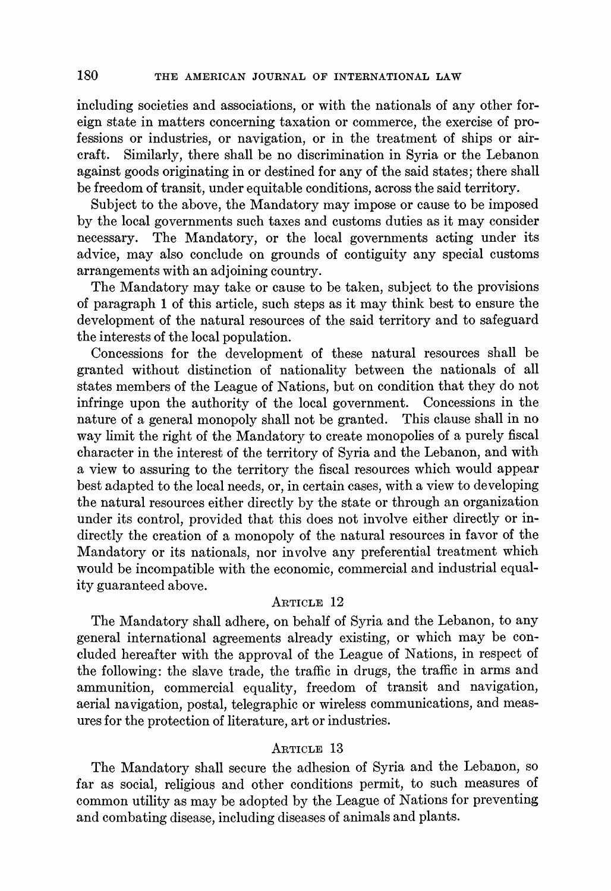including societies and associations, or with the nationals of any other foreign state in matters concerning taxation or commerce, the exercise of professions or industries, or navigation, or in the treatment of ships or aircraft. Similarly, there shall be no discrimination in Syria or the Lebanon against goods originating in or destined for any of the said states; there shall be freedom of transit, under equitable conditions, across the said territory.

Subject to the above, the Mandatory may impose or cause to be imposed by the local governments such taxes and customs duties as it may consider necessary. The Mandatory, or the local governments acting under its advice, may also conclude on grounds of contiguity any special customs arrangements with an adjoining country.

The Mandatory may take or cause to be taken, subject to the provisions of paragraph 1 of this article, such steps as it may think best to ensure the development of the natural resources of the said territory and to safeguard the interests of the local population.

Concessions for the development of these natural resources shall be granted without distinction of nationality between the nationals of all states members of the League of Nations, but on condition that they do not infringe upon the authority of the local government. Concessions in the nature of a general monopoly shall not be granted. This clause shall in no way limit the right of the Mandatory to create monopolies of a purely fiscal character in the interest of the territory of Syria and the Lebanon, and with a view to assuring to the territory the fiscal resources which would appear best adapted to the local needs, or, in certain cases, with a view to developing the natural resources either directly by the state or through an organization under its control, provided that this does not involve either directly or indirectly the creation of a monopoly of the natural resources in favor of the Mandatory or its nationals, nor involve any preferential treatment which would be incompatible with the economic, commercial and industrial equality guaranteed above.

### Article 12

The Mandatory shall adhere, on behalf of Syria and the Lebanon, to any general international agreements already existing, or which may be concluded hereafter with the approval of the League of Nations, in respect of the following: the slave trade, the traffic in drugs, the traffic in arms and ammunition, commercial equality, freedom of transit and navigation, aerial navigation, postal, telegraphic or wireless communications, and measures for the protection of literature, art or industries.

### Article 13

The Mandatory shall secure the adhesion of Syria and the Lebanon, so far as social, religious and other conditions permit, to such measures of common utility as may be adopted by the League of Nations for preventing and combating disease, including diseases of animals and plants.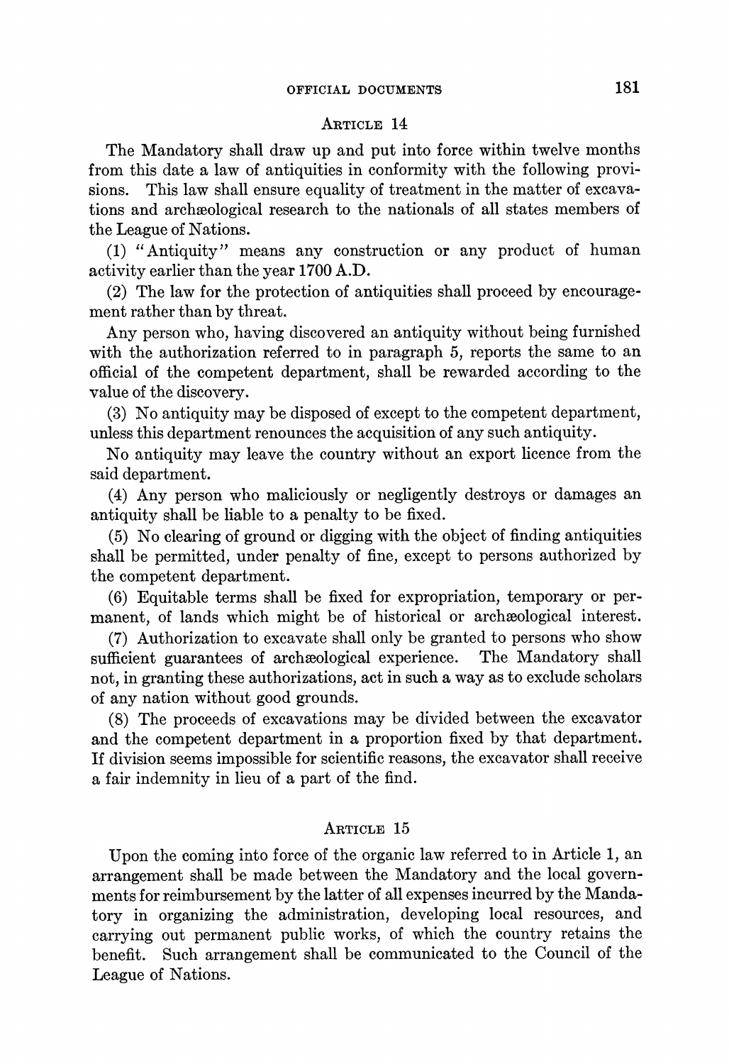## Article 14

The Mandatory shall draw up and put into force within twelve months from this date a law of antiquities in conformity with the following provisions. This law shall ensure equality of treatment in the matter of excavations and archæological research to the nationals of all states members of the League of Nations.

(1) "Antiquity" means any construction or any product of human activity earlier than the year 1700 A.D.

(2) The law for the protection of antiquities shall proceed by encouragement rather than by threat.

Any person who, having discovered an antiquity without being furnished with the authorization referred to in paragraph 5, reports the same to an official of the competent department, shall be rewarded according to the value of the discovery.

(3) No antiquity may be disposed of except to the competent department, unless this department renounces the acquisition of any such antiquity.

No antiquity may leave the country without an export licence from the said department.

(4) Any person who maliciously or negligently destroys or damages an antiquity shall be liable to a penalty to be fixed.

(5) No clearing of ground or digging with the object of finding antiquities shall be permitted, under penalty of fine, except to persons authorized by the competent department.

(6) Equitable terms shall be fixed for expropriation, temporary or permanent, of lands which might be of historical or archæological interest.

(7) Authorization to excavate shall only be granted to persons who show sufficient guarantees of archæological experience. The Mandatory shall not, in granting these authorizations, act in such a way as to exclude scholars of any nation without good grounds.

(8) The proceeds of excavations may be divided between the excavator and the competent department in a proportion fixed by that department. If division seems impossible for scientific reasons, the excavator shall receive a fair indemnity in lieu of a part of the find.

## Article 15

Upon the coming into force of the organic law referred to in Article 1, an arrangement shall be made between the Mandatory and the local governments for reimbursement by the latter of all expenses incurred by the Mandatory in organizing the administration, developing local resources, and carrying out permanent public works, of which the country retains the benefit. Such arrangement shall be communicated to the Council of the League of Nations.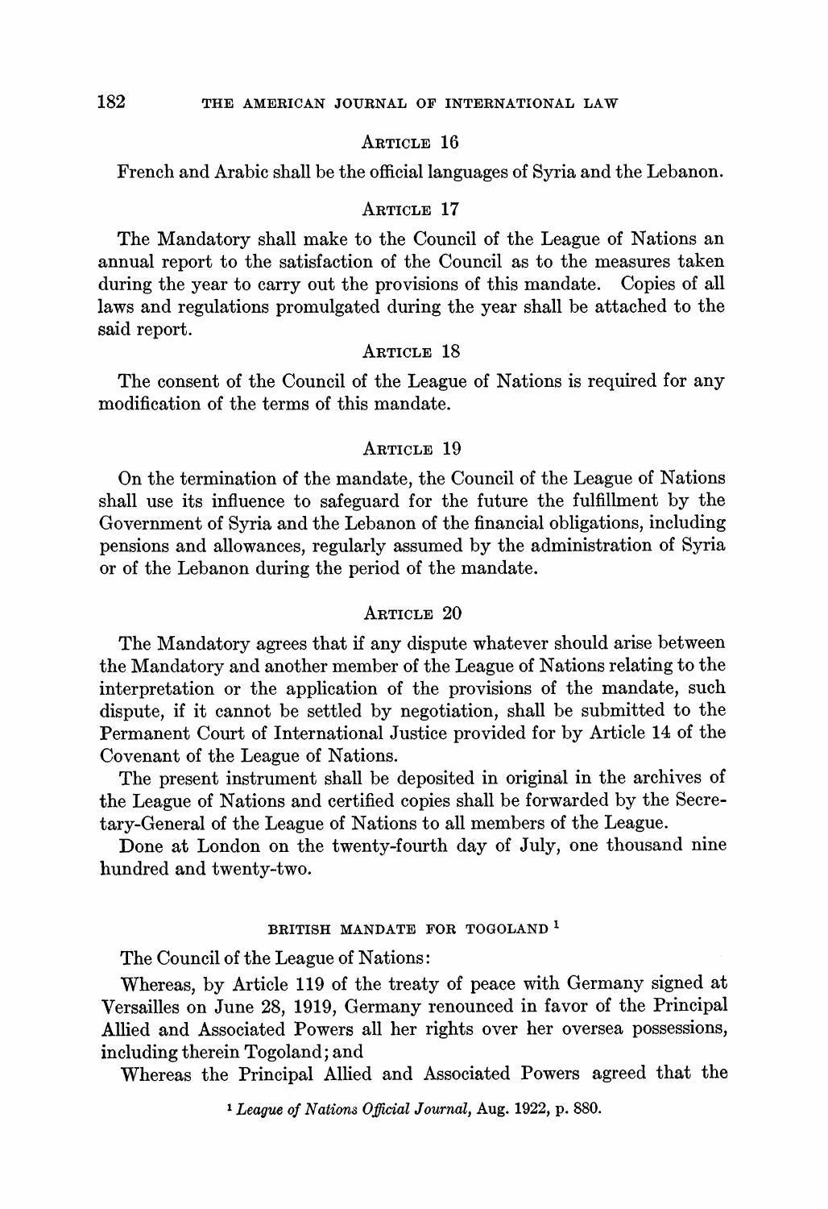### Article 16

French and Arabic shall be the official languages of Syria and the Lebanon.

### Article 17

The Mandatory shall make to the Council of the League of Nations an annual report to the satisfaction of the Council as to the measures taken during the year to carry out the provisions of this mandate. Copies of all laws and regulations promulgated during the year shall be attached to the said report.

### Article 18

The consent of the Council of the League of Nations is required for any modification of the terms of this mandate.

### Article 19

On the termination of the mandate, the Council of the League of Nations shall use its influence to safeguard for the future the fulfillment by the Government of Syria and the Lebanon of the financial obligations, including pensions and allowances, regularly assumed by the administration of Syria or of the Lebanon during the period of the mandate.

### Article 20

The Mandatory agrees that if any dispute whatever should arise between the Mandatory and another member of the League of Nations relating to the interpretation or the application of the provisions of the mandate, such dispute, if it cannot be settled by negotiation, shall be submitted to the Permanent Court of International Justice provided for by Article 14 of the Covenant of the League of Nations.

The present instrument shall be deposited in original in the archives of the League of Nations and certified copies shall be forwarded by the Secretary-General of the League of Nations to all members of the League.

Done at London on the twenty-fourth day of July, one thousand nine hundred and twenty-two.

## British Mandate for Togoland [1]

The Council of the League of Nations:

Whereas, by Article 119 of the treaty of peace with Germany signed at Versailles on June 28, 1919, Germany renounced in favor of the Principal Allied and Associated Powers all her rights over her oversea possessions, including therein Togoland; and

Whereas the Principal Allied and Associated Powers agreed that the

[1] *League of Nations Official Journal*, Aug. 1922, p. 880.